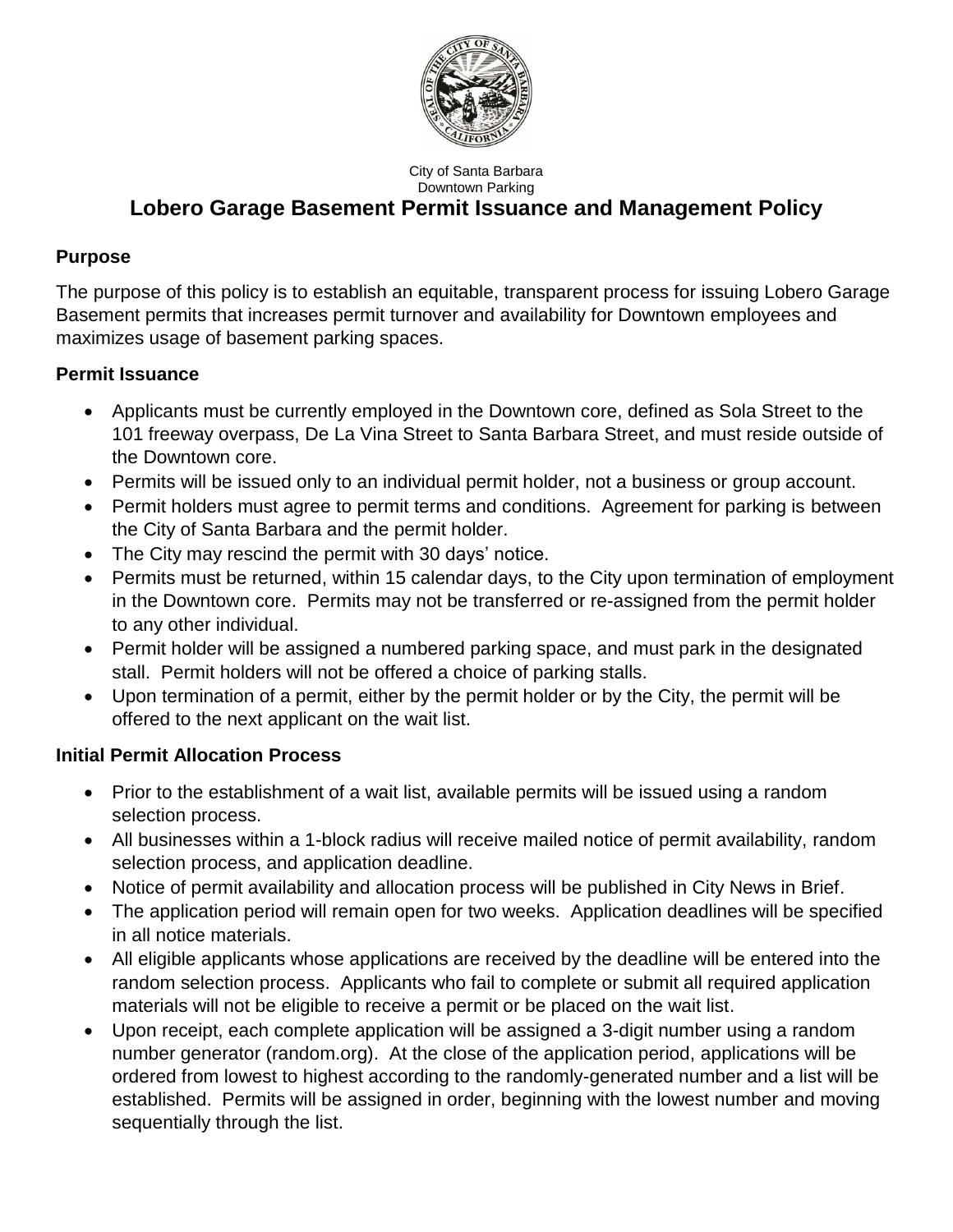City of Santa Barbara
Downtown Parking

# Lobero Garage Basement Permit Issuance and Management Policy

## Purpose

The purpose of this policy is to establish an equitable, transparent process for issuing Lobero Garage Basement permits that increases permit turnover and availability for Downtown employees and maximizes usage of basement parking spaces.

## Permit Issuance

- Applicants must be currently employed in the Downtown core, defined as Sola Street to the 101 freeway overpass, De La Vina Street to Santa Barbara Street, and must reside outside of the Downtown core.
- Permits will be issued only to an individual permit holder, not a business or group account.
- Permit holders must agree to permit terms and conditions. Agreement for parking is between the City of Santa Barbara and the permit holder.
- The City may rescind the permit with 30 days' notice.
- Permits must be returned, within 15 calendar days, to the City upon termination of employment in the Downtown core. Permits may not be transferred or re-assigned from the permit holder to any other individual.
- Permit holder will be assigned a numbered parking space, and must park in the designated stall. Permit holders will not be offered a choice of parking stalls.
- Upon termination of a permit, either by the permit holder or by the City, the permit will be offered to the next applicant on the wait list.

## Initial Permit Allocation Process

- Prior to the establishment of a wait list, available permits will be issued using a random selection process.
- All businesses within a 1-block radius will receive mailed notice of permit availability, random selection process, and application deadline.
- Notice of permit availability and allocation process will be published in City News in Brief.
- The application period will remain open for two weeks. Application deadlines will be specified in all notice materials.
- All eligible applicants whose applications are received by the deadline will be entered into the random selection process. Applicants who fail to complete or submit all required application materials will not be eligible to receive a permit or be placed on the wait list.
- Upon receipt, each complete application will be assigned a 3-digit number using a random number generator (random.org). At the close of the application period, applications will be ordered from lowest to highest according to the randomly-generated number and a list will be established. Permits will be assigned in order, beginning with the lowest number and moving sequentially through the list.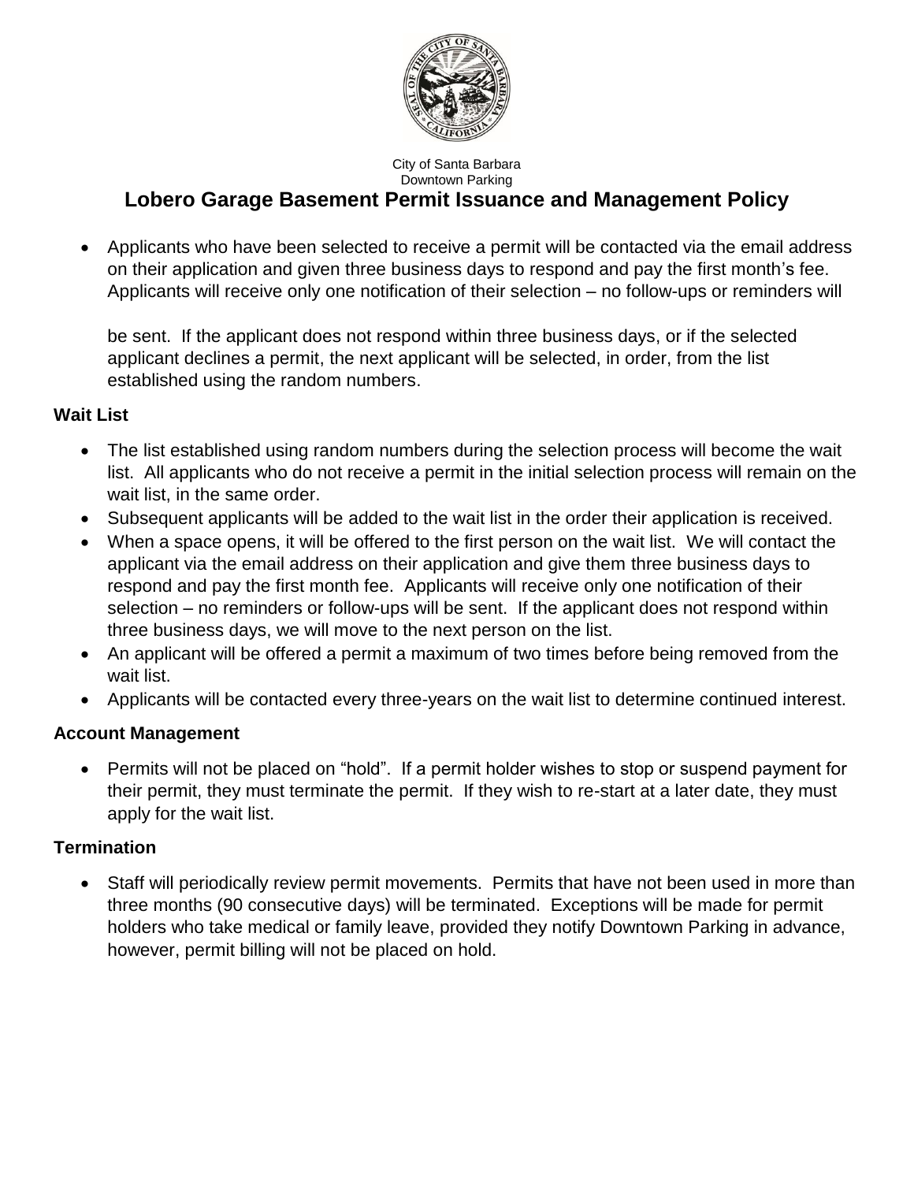City of Santa Barbara
Downtown Parking

# Lobero Garage Basement Permit Issuance and Management Policy

- Applicants who have been selected to receive a permit will be contacted via the email address on their application and given three business days to respond and pay the first month's fee. Applicants will receive only one notification of their selection – no follow-ups or reminders will be sent. If the applicant does not respond within three business days, or if the selected applicant declines a permit, the next applicant will be selected, in order, from the list established using the random numbers.

## Wait List

- The list established using random numbers during the selection process will become the wait list. All applicants who do not receive a permit in the initial selection process will remain on the wait list, in the same order.
- Subsequent applicants will be added to the wait list in the order their application is received.
- When a space opens, it will be offered to the first person on the wait list. We will contact the applicant via the email address on their application and give them three business days to respond and pay the first month fee. Applicants will receive only one notification of their selection – no reminders or follow-ups will be sent. If the applicant does not respond within three business days, we will move to the next person on the list.
- An applicant will be offered a permit a maximum of two times before being removed from the wait list.
- Applicants will be contacted every three-years on the wait list to determine continued interest.

## Account Management

- Permits will not be placed on "hold". If a permit holder wishes to stop or suspend payment for their permit, they must terminate the permit. If they wish to re-start at a later date, they must apply for the wait list.

## Termination

- Staff will periodically review permit movements. Permits that have not been used in more than three months (90 consecutive days) will be terminated. Exceptions will be made for permit holders who take medical or family leave, provided they notify Downtown Parking in advance, however, permit billing will not be placed on hold.